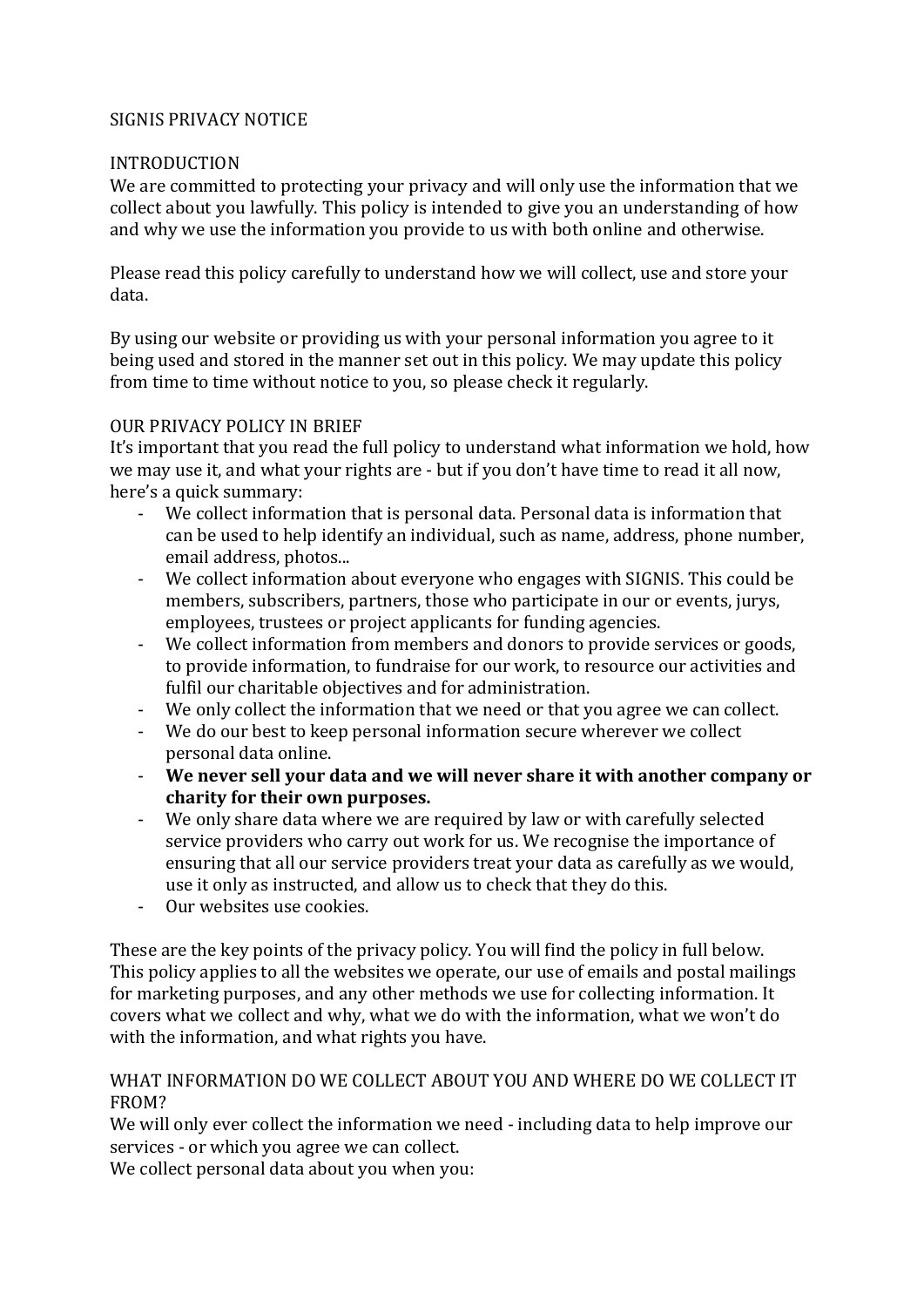# SIGNIS PRIVACY NOTICE

## INTRODUCTION

We are committed to protecting your privacy and will only use the information that we collect about you lawfully. This policy is intended to give you an understanding of how and why we use the information you provide to us with both online and otherwise.

Please read this policy carefully to understand how we will collect, use and store your data.

By using our website or providing us with your personal information you agree to it being used and stored in the manner set out in this policy. We may update this policy from time to time without notice to you, so please check it regularly.

## OUR PRIVACY POLICY IN BRIEF

It's important that you read the full policy to understand what information we hold, how we may use it, and what your rights are - but if you don't have time to read it all now, here's a quick summary:

- We collect information that is personal data. Personal data is information that can be used to help identify an individual, such as name, address, phone number, email address, photos...
- We collect information about everyone who engages with SIGNIS. This could be members, subscribers, partners, those who participate in our or events, jurys, employees, trustees or project applicants for funding agencies.
- We collect information from members and donors to provide services or goods, to provide information, to fundraise for our work, to resource our activities and fulfil our charitable objectives and for administration.
- We only collect the information that we need or that you agree we can collect.
- We do our best to keep personal information secure wherever we collect personal data online.
- **We never sell your data and we will never share it with another company or charity for their own purposes.**
- We only share data where we are required by law or with carefully selected service providers who carry out work for us. We recognise the importance of ensuring that all our service providers treat your data as carefully as we would, use it only as instructed, and allow us to check that they do this.
- Our websites use cookies.

These are the key points of the privacy policy. You will find the policy in full below. This policy applies to all the websites we operate, our use of emails and postal mailings for marketing purposes, and any other methods we use for collecting information. It covers what we collect and why, what we do with the information, what we won't do with the information, and what rights you have.

## WHAT INFORMATION DO WE COLLECT ABOUT YOU AND WHERE DO WE COLLECT IT FROM?

We will only ever collect the information we need - including data to help improve our services - or which you agree we can collect.

We collect personal data about you when you: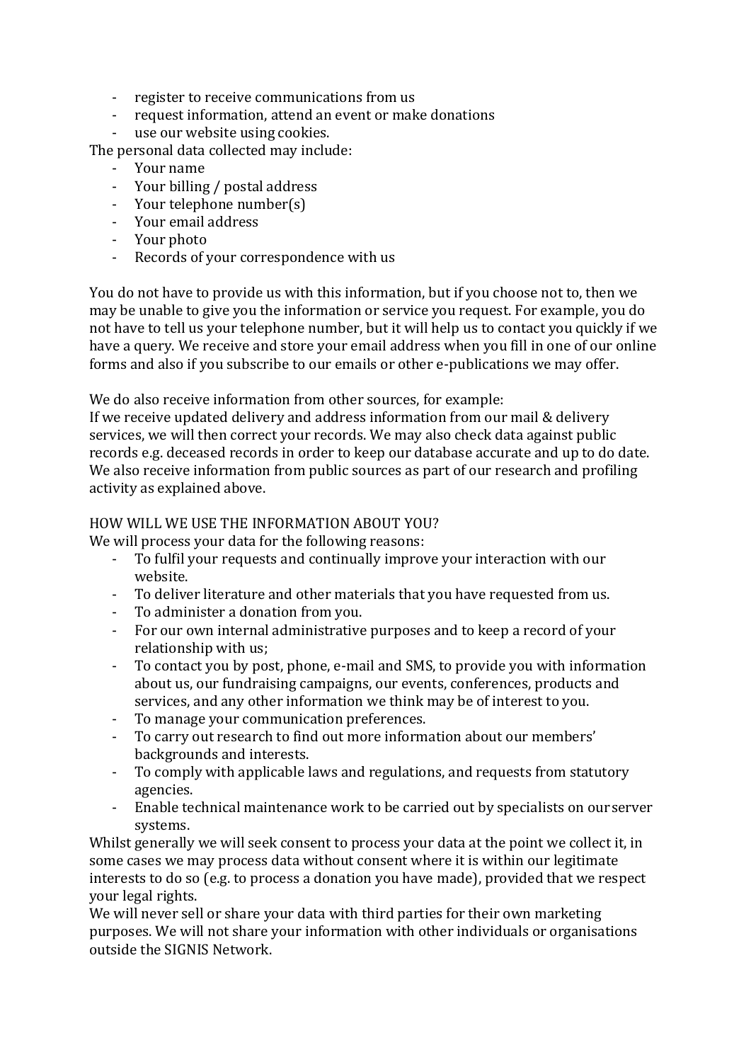- register to receive communications from us
- request information, attend an event or make donations
- use our website using cookies.

The personal data collected may include:

- Your name
- Your billing / postal address
- Your telephone number(s)
- Your email address
- Your photo
- Records of your correspondence with us

You do not have to provide us with this information, but if you choose not to, then we may be unable to give you the information or service you request. For example, you do not have to tell us your telephone number, but it will help us to contact you quickly if we have a query. We receive and store your email address when you fill in one of our online forms and also if you subscribe to our emails or other e-publications we may offer.

We do also receive information from other sources, for example:
If we receive updated delivery and address information from our mail & delivery services, we will then correct your records. We may also check data against public records e.g. deceased records in order to keep our database accurate and up to do date. We also receive information from public sources as part of our research and profiling activity as explained above.

HOW WILL WE USE THE INFORMATION ABOUT YOU?

We will process your data for the following reasons:

- To fulfil your requests and continually improve your interaction with our website.
- To deliver literature and other materials that you have requested from us.
- To administer a donation from you.
- For our own internal administrative purposes and to keep a record of your relationship with us;
- To contact you by post, phone, e-mail and SMS, to provide you with information about us, our fundraising campaigns, our events, conferences, products and services, and any other information we think may be of interest to you.
- To manage your communication preferences.
- To carry out research to find out more information about our members' backgrounds and interests.
- To comply with applicable laws and regulations, and requests from statutory agencies.
- Enable technical maintenance work to be carried out by specialists on our server systems.

Whilst generally we will seek consent to process your data at the point we collect it, in some cases we may process data without consent where it is within our legitimate interests to do so (e.g. to process a donation you have made), provided that we respect your legal rights.
We will never sell or share your data with third parties for their own marketing purposes. We will not share your information with other individuals or organisations outside the SIGNIS Network.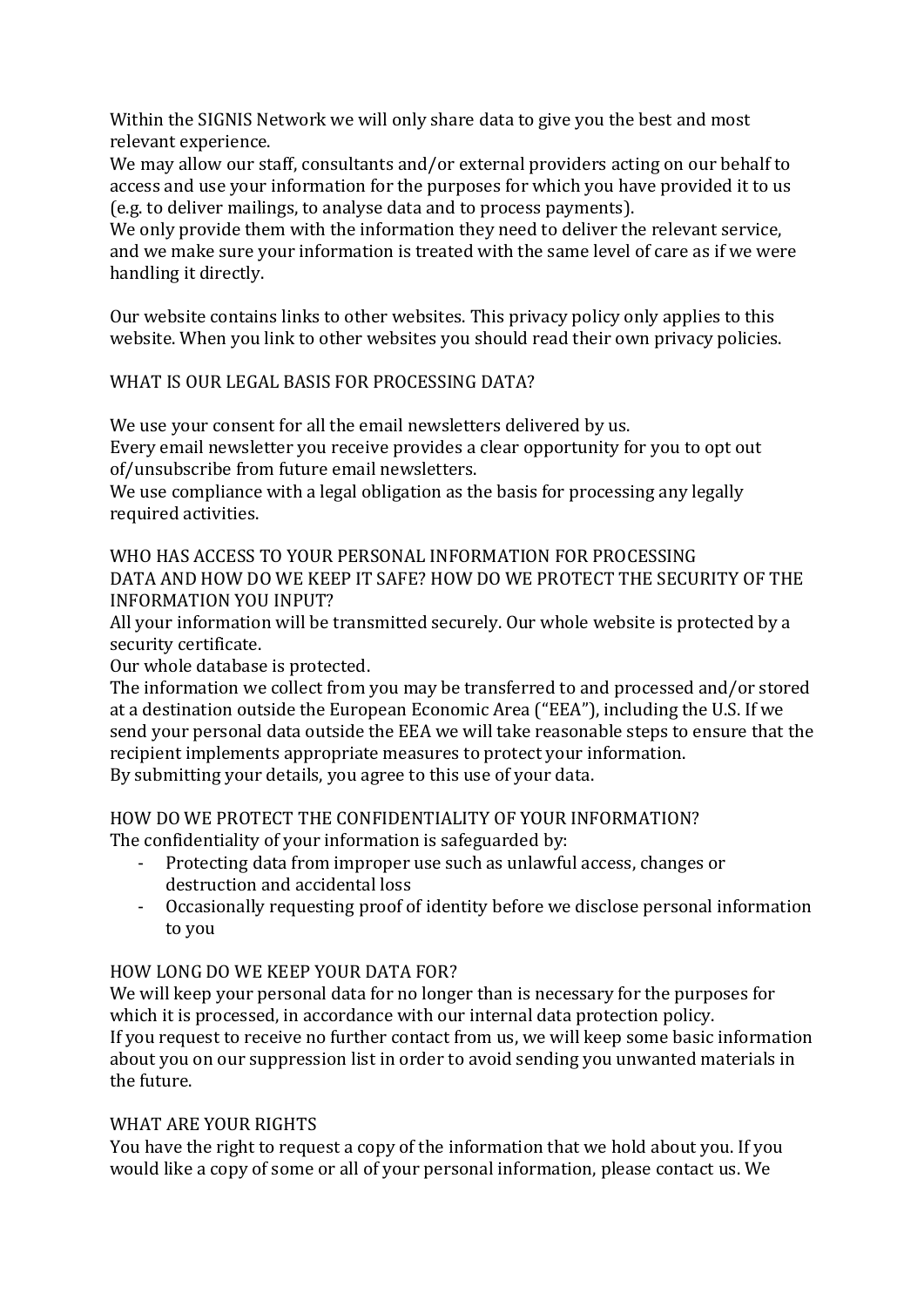Within the SIGNIS Network we will only share data to give you the best and most relevant experience.
We may allow our staff, consultants and/or external providers acting on our behalf to access and use your information for the purposes for which you have provided it to us (e.g. to deliver mailings, to analyse data and to process payments).
We only provide them with the information they need to deliver the relevant service, and we make sure your information is treated with the same level of care as if we were handling it directly.

Our website contains links to other websites. This privacy policy only applies to this website. When you link to other websites you should read their own privacy policies.

## WHAT IS OUR LEGAL BASIS FOR PROCESSING DATA?

We use your consent for all the email newsletters delivered by us.
Every email newsletter you receive provides a clear opportunity for you to opt out of/unsubscribe from future email newsletters.
We use compliance with a legal obligation as the basis for processing any legally required activities.

## WHO HAS ACCESS TO YOUR PERSONAL INFORMATION FOR PROCESSING DATA AND HOW DO WE KEEP IT SAFE? HOW DO WE PROTECT THE SECURITY OF THE INFORMATION YOU INPUT?

All your information will be transmitted securely. Our whole website is protected by a security certificate.
Our whole database is protected.
The information we collect from you may be transferred to and processed and/or stored at a destination outside the European Economic Area ("EEA"), including the U.S. If we send your personal data outside the EEA we will take reasonable steps to ensure that the recipient implements appropriate measures to protect your information.
By submitting your details, you agree to this use of your data.

## HOW DO WE PROTECT THE CONFIDENTIALITY OF YOUR INFORMATION?

The confidentiality of your information is safeguarded by:

- Protecting data from improper use such as unlawful access, changes or destruction and accidental loss
- Occasionally requesting proof of identity before we disclose personal information to you

## HOW LONG DO WE KEEP YOUR DATA FOR?

We will keep your personal data for no longer than is necessary for the purposes for which it is processed, in accordance with our internal data protection policy.
If you request to receive no further contact from us, we will keep some basic information about you on our suppression list in order to avoid sending you unwanted materials in the future.

## WHAT ARE YOUR RIGHTS

You have the right to request a copy of the information that we hold about you. If you would like a copy of some or all of your personal information, please contact us. We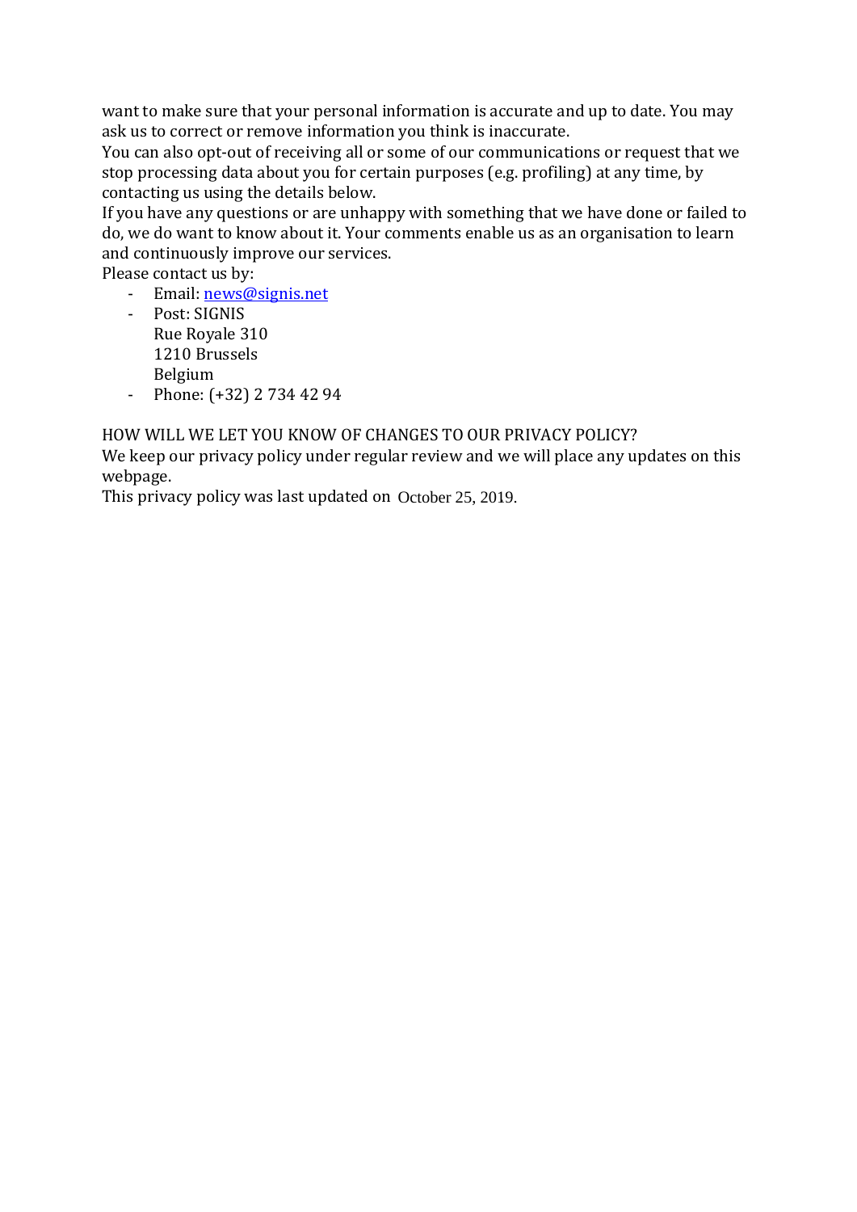want to make sure that your personal information is accurate and up to date. You may ask us to correct or remove information you think is inaccurate.

You can also opt-out of receiving all or some of our communications or request that we stop processing data about you for certain purposes (e.g. profiling) at any time, by contacting us using the details below.

If you have any questions or are unhappy with something that we have done or failed to do, we do want to know about it. Your comments enable us as an organisation to learn and continuously improve our services.

Please contact us by:

- Email: news@signis.net
- Post: SIGNIS
  Rue Royale 310
  1210 Brussels
  Belgium
- Phone: (+32) 2 734 42 94

HOW WILL WE LET YOU KNOW OF CHANGES TO OUR PRIVACY POLICY?

We keep our privacy policy under regular review and we will place any updates on this webpage.

This privacy policy was last updated on October 25, 2019.